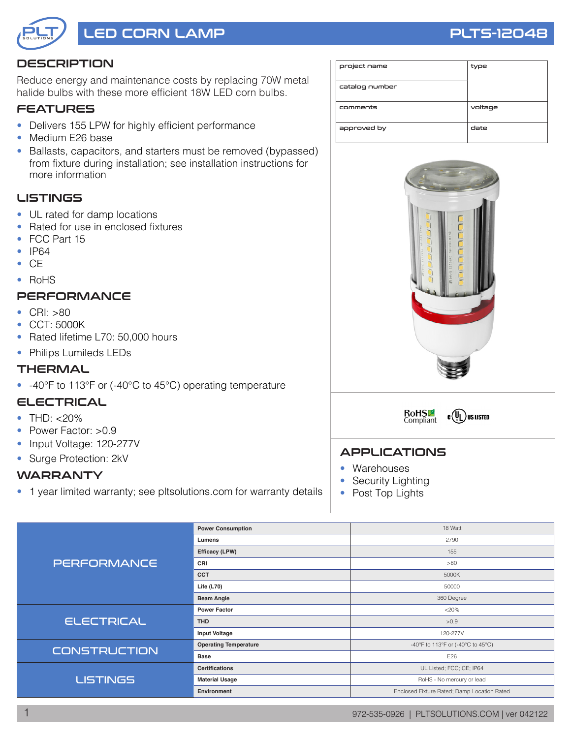# LED CORN LAMP

# PLTS-12048

## DESCRIPTION

Reduce energy and maintenance costs by replacing 70W metal halide bulbs with these more efficient 18W LED corn bulbs.

## FEATURES

- Delivers 155 LPW for highly efficient performance
- Medium E26 base
- Ballasts, capacitors, and starters must be removed (bypassed) from fixture during installation; see installation instructions for more information

## LISTINGS

- UL rated for damp locations
- Rated for use in enclosed fixtures
- FCC Part 15
- IP64
- CE
- RoHS

## PERFORMANCE

- CRI: >80
- CCT: 5000K
- Rated lifetime L70: 50,000 hours
- Philips Lumileds LEDs

## THERMAL

- -40°F to 113°F or (-40°C to 45°C) operating temperature

## ELECTRICAL

- THD: <20%
- Power Factor: >0.9
- Input Voltage: 120-277V
- Surge Protection: 2kV

## WARRANTY

- 1 year limited warranty; see pltsolutions.com for warranty details

| project name | type |
|---|---|
| catalog number | |
| comments | voltage |
| approved by | date |

RoHS Compliant | c UL US LISTED

## APPLICATIONS

- Warehouses
- Security Lighting
- Post Top Lights

| | | |
|---|---|---|
| PERFORMANCE | Power Consumption | 18 Watt |
| | Lumens | 2790 |
| | Efficacy (LPW) | 155 |
| | CRI | >80 |
| | CCT | 5000K |
| | Life (L70) | 50000 |
| | Beam Angle | 360 Degree |
| ELECTRICAL | Power Factor | <20% |
| | THD | >0.9 |
| | Input Voltage | 120-277V |
| CONSTRUCTION | Operating Temperature | -40°F to 113°F or (-40°C to 45°C) |
| | Base | E26 |
| LISTINGS | Certifications | UL Listed; FCC; CE; IP64 |
| | Material Usage | RoHS - No mercury or lead |
| | Environment | Enclosed Fixture Rated; Damp Location Rated |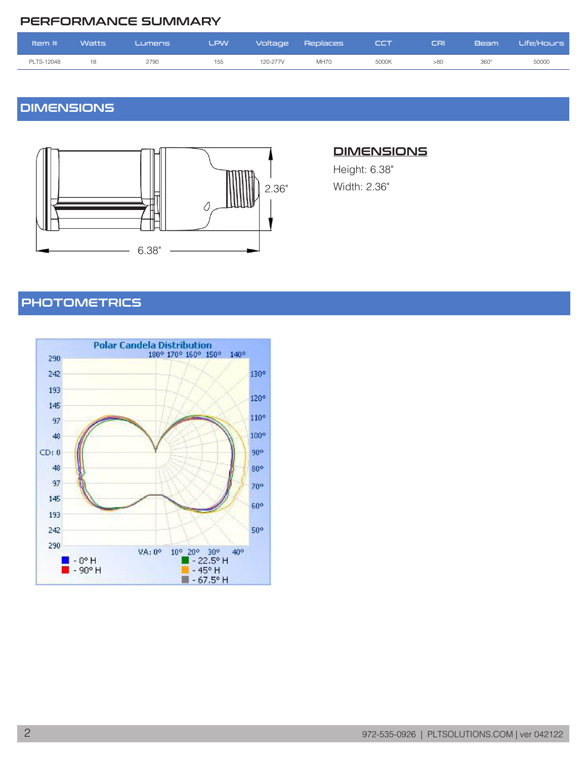## PERFORMANCE SUMMARY

| Item # | Watts | Lumens | LPW | Voltage | Replaces | CCT | CRI | Beam | Life/Hours |
|---|---|---|---|---|---|---|---|---|---|
| PLTS-12048 | 18 | 2790 | 155 | 120-277V | MH70 | 5000K | >80 | 360° | 50000 |

## DIMENSIONS

2.36"

6.38"

### DIMENSIONS

Height: 6.38"

Width: 2.36"

## PHOTOMETRICS

Polar Candela Distribution

180° 170° 160° 150° 140°

290
242
193
145
97
48
CD: 0
48
97
145
193
242
290

130°
120°
110°
100°
90°
80°
70°
60°
50°

VA: 0° 10° 20° 30° 40°

- 0° H
- 90° H
- 22.5° H
- 45° H
- 67.5° H